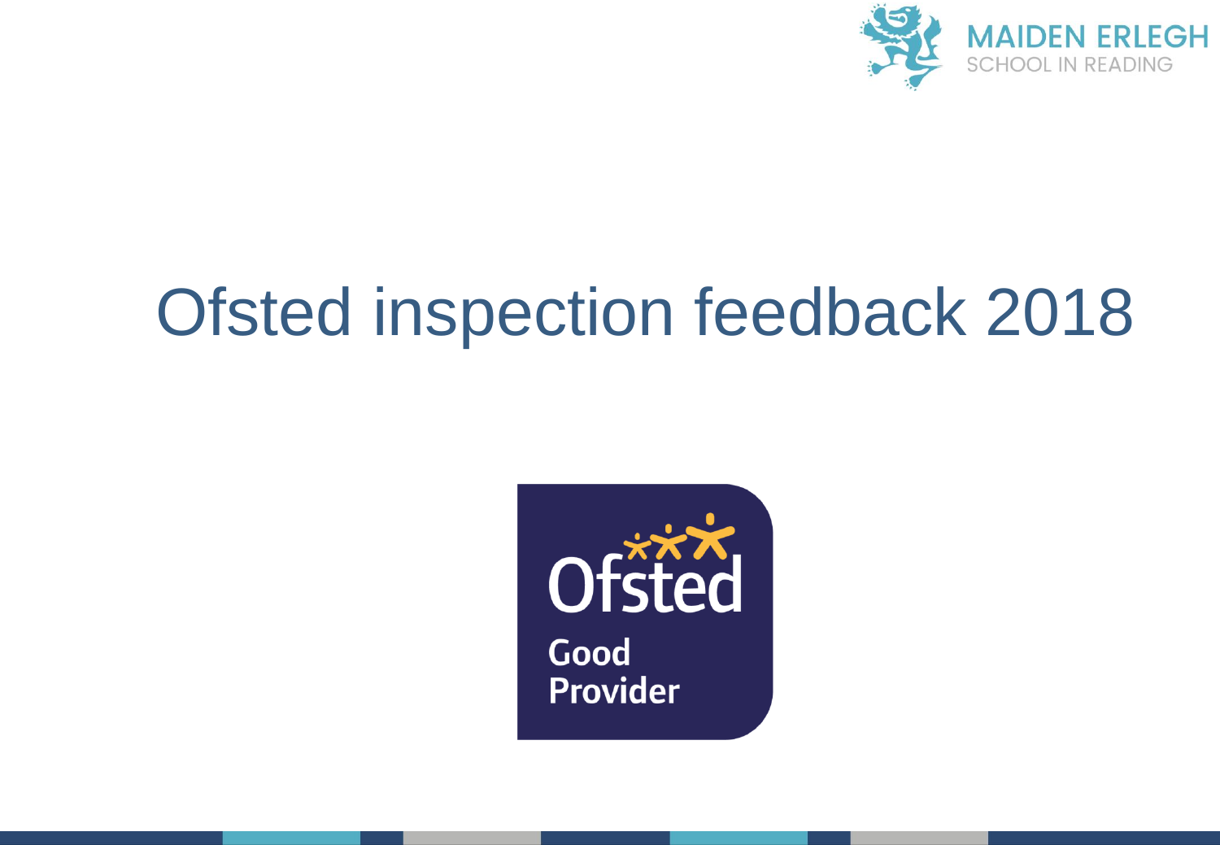MAIDEN ERLEGH
SCHOOL IN READING

# Ofsted inspection feedback 2018

Ofsted
Good
Provider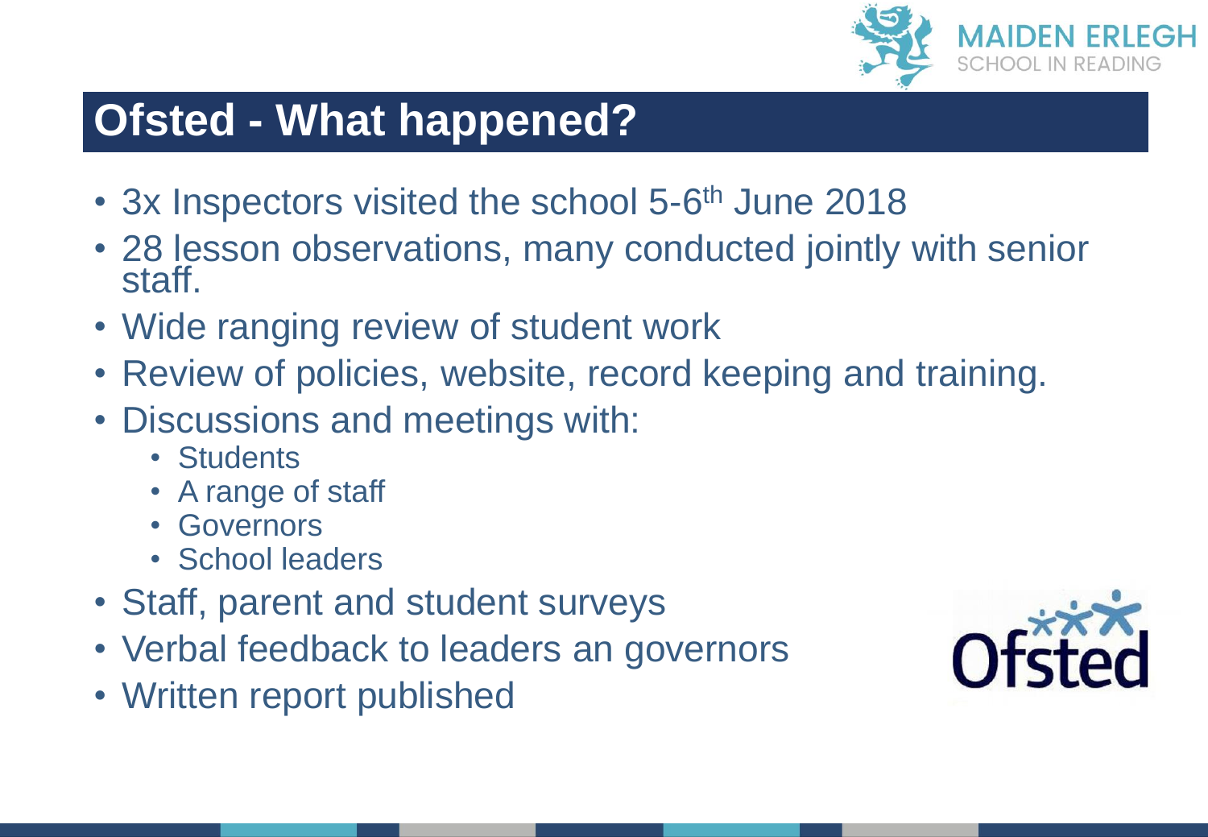# Ofsted - What happened?

- 3x Inspectors visited the school 5-6th June 2018
- 28 lesson observations, many conducted jointly with senior staff.
- Wide ranging review of student work
- Review of policies, website, record keeping and training.
- Discussions and meetings with:
  - Students
  - A range of staff
  - Governors
  - School leaders
- Staff, parent and student surveys
- Verbal feedback to leaders an governors
- Written report published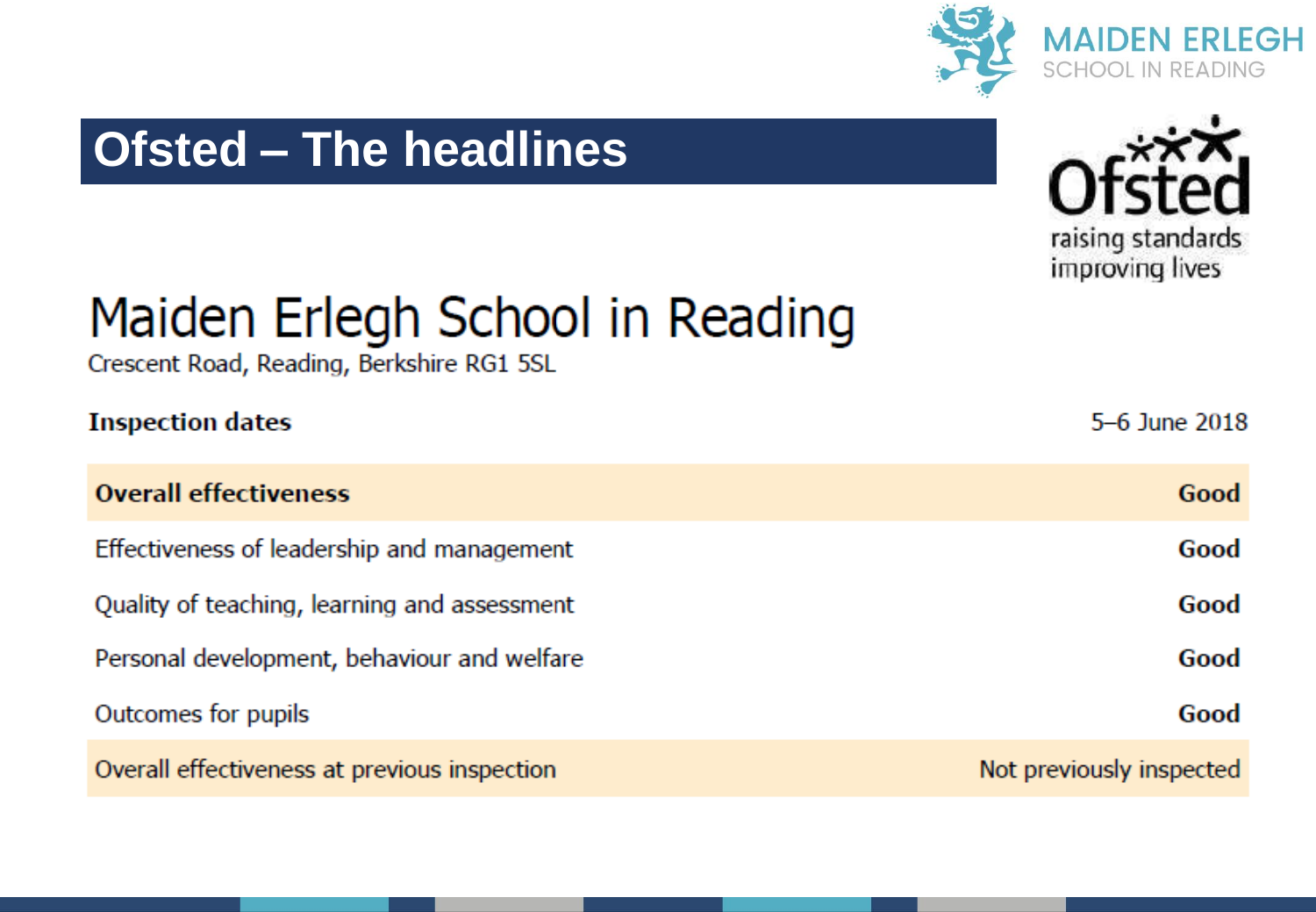# Ofsted – The headlines

## Maiden Erlegh School in Reading

Crescent Road, Reading, Berkshire RG1 5SL

| **Inspection dates** | 5–6 June 2018 |
| --- | --- |
| **Overall effectiveness** | **Good** |
| Effectiveness of leadership and management | **Good** |
| Quality of teaching, learning and assessment | **Good** |
| Personal development, behaviour and welfare | **Good** |
| Outcomes for pupils | **Good** |
| Overall effectiveness at previous inspection | Not previously inspected |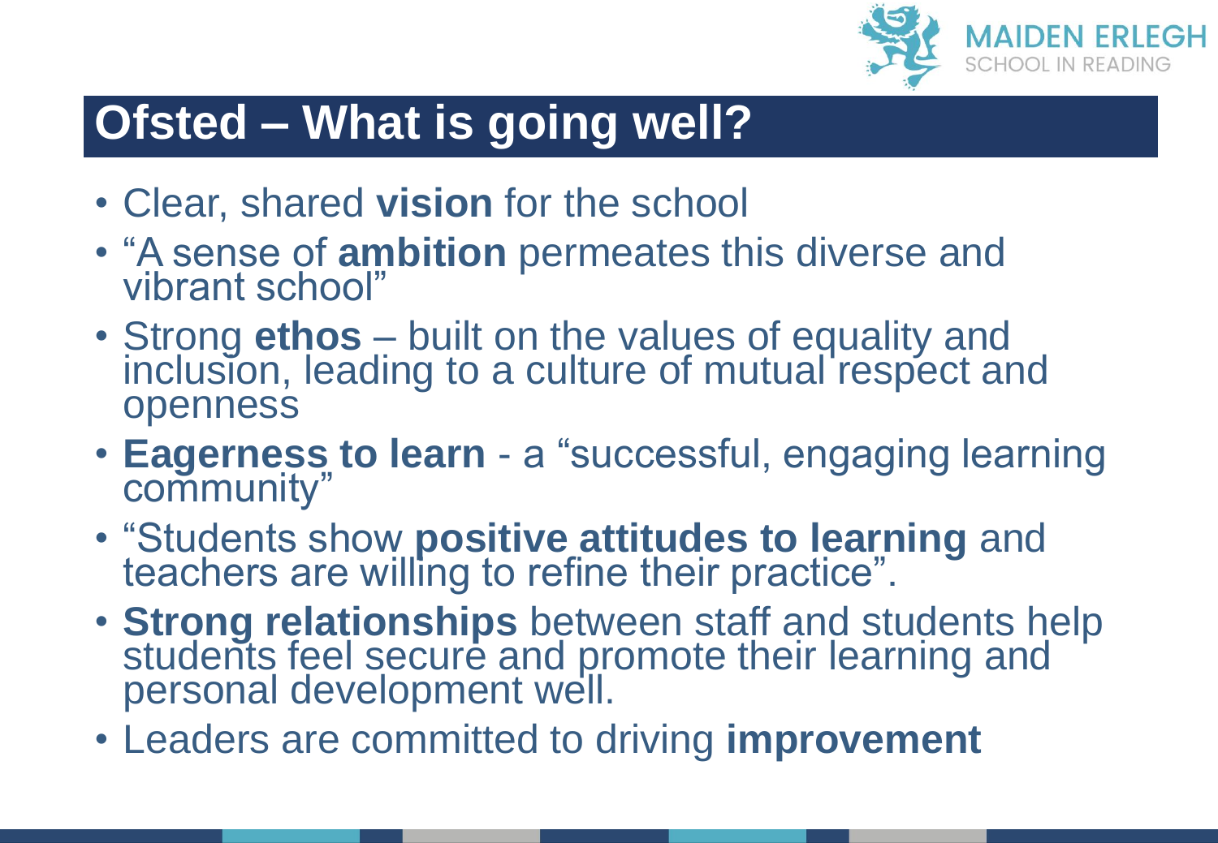# Ofsted – What is going well?

- Clear, shared **vision** for the school
- "A sense of **ambition** permeates this diverse and vibrant school"
- Strong **ethos** – built on the values of equality and inclusion, leading to a culture of mutual respect and openness
- **Eagerness to learn** - a "successful, engaging learning community"
- "Students show **positive attitudes to learning** and teachers are willing to refine their practice".
- **Strong relationships** between staff and students help students feel secure and promote their learning and personal development well.
- Leaders are committed to driving **improvement**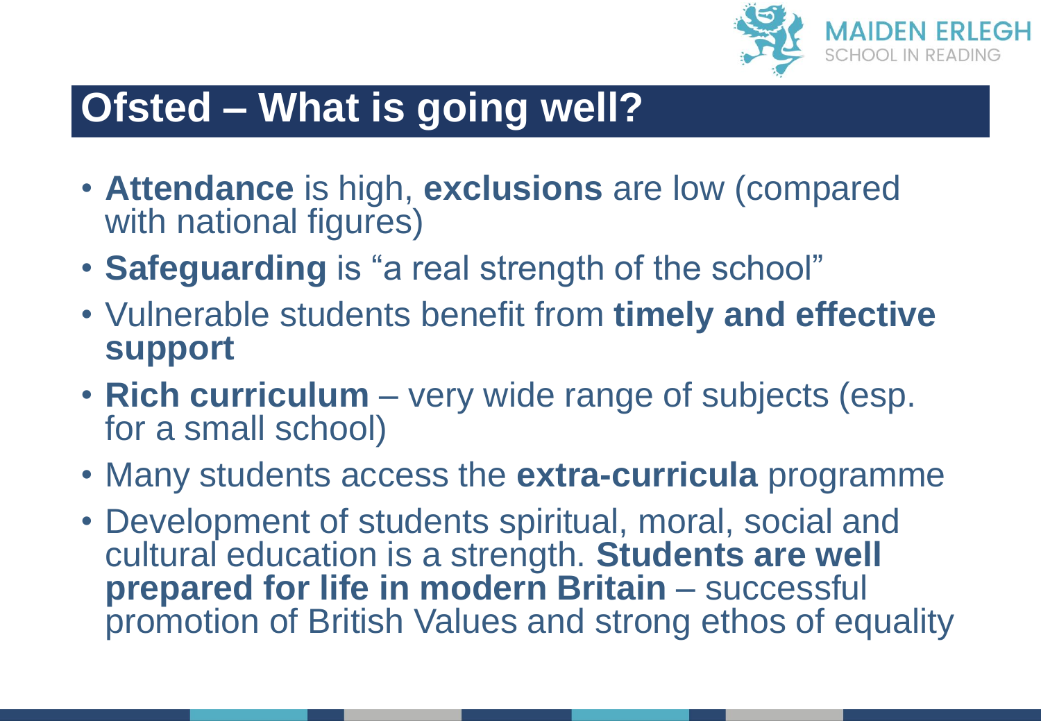# Ofsted – What is going well?

- **Attendance** is high, **exclusions** are low (compared with national figures)
- **Safeguarding** is "a real strength of the school"
- Vulnerable students benefit from **timely and effective support**
- **Rich curriculum** – very wide range of subjects (esp. for a small school)
- Many students access the **extra-curricula** programme
- Development of students spiritual, moral, social and cultural education is a strength. **Students are well prepared for life in modern Britain** – successful promotion of British Values and strong ethos of equality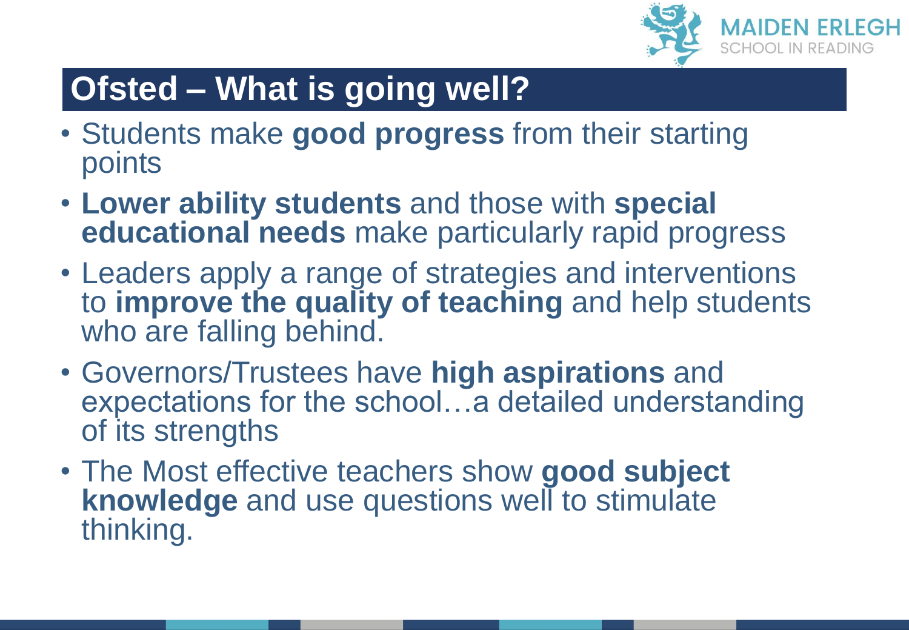## Ofsted – What is going well?

- Students make **good progress** from their starting points
- **Lower ability students** and those with **special educational needs** make particularly rapid progress
- Leaders apply a range of strategies and interventions to **improve the quality of teaching** and help students who are falling behind.
- Governors/Trustees have **high aspirations** and expectations for the school…a detailed understanding of its strengths
- The Most effective teachers show **good subject knowledge** and use questions well to stimulate thinking.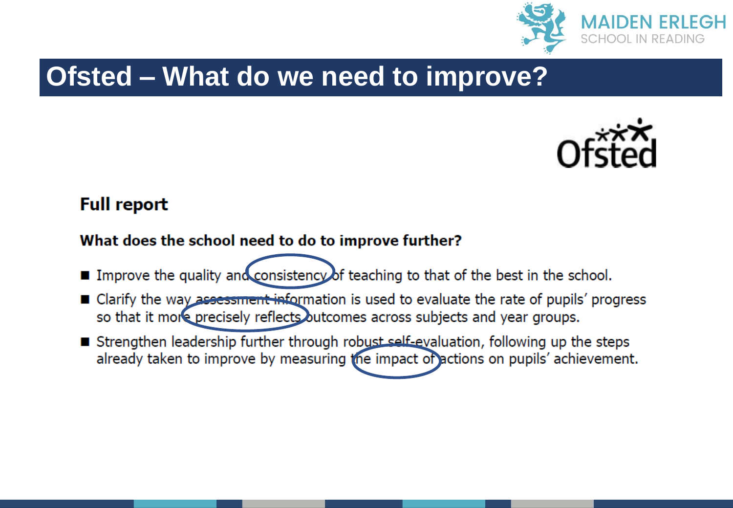# Ofsted – What do we need to improve?

## Full report

### What does the school need to do to improve further?

- Improve the quality and consistency of teaching to that of the best in the school.
- Clarify the way assessment information is used to evaluate the rate of pupils' progress so that it more precisely reflects outcomes across subjects and year groups.
- Strengthen leadership further through robust self-evaluation, following up the steps already taken to improve by measuring the impact of actions on pupils' achievement.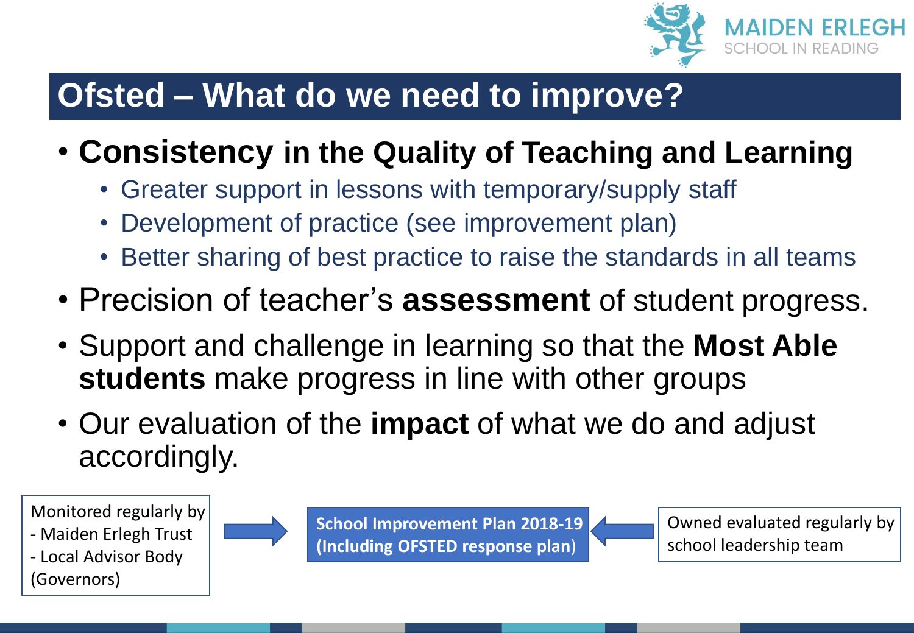MAIDEN ERLEGH
SCHOOL IN READING

# Ofsted – What do we need to improve?

- **Consistency in the Quality of Teaching and Learning**
  - Greater support in lessons with temporary/supply staff
  - Development of practice (see improvement plan)
  - Better sharing of best practice to raise the standards in all teams
- Precision of teacher's **assessment** of student progress.
- Support and challenge in learning so that the **Most Able students** make progress in line with other groups
- Our evaluation of the **impact** of what we do and adjust accordingly.

Monitored regularly by
- Maiden Erlegh Trust
- Local Advisor Body (Governors)

→ **School Improvement Plan 2018-19 (Including OFSTED response plan)** ←

Owned evaluated regularly by school leadership team